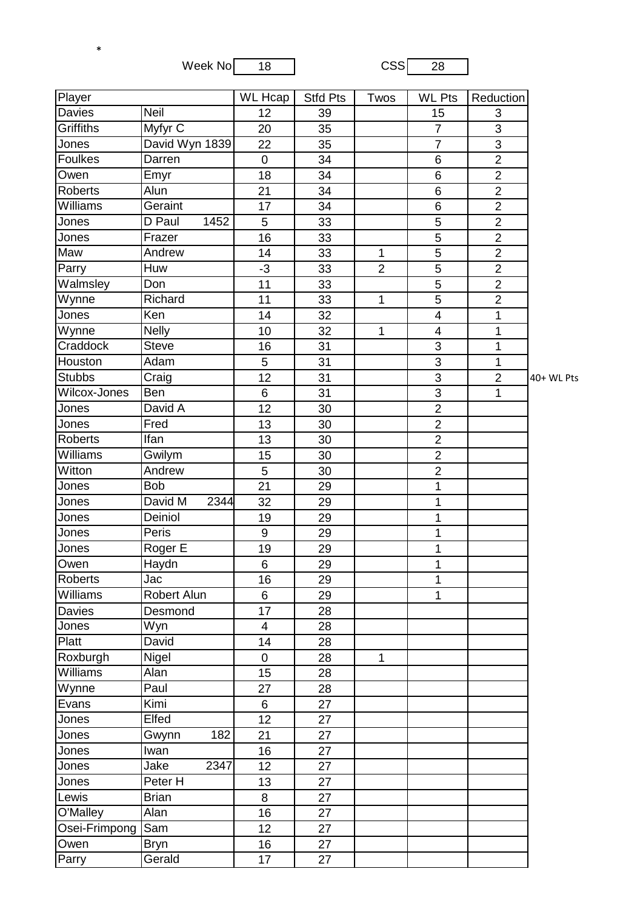*

Week No 18 CSS 28

| Player | | WL Hcap | Stfd Pts | Twos | WL Pts | Reduction | |
|---|---|---|---|---|---|---|---|
| Davies | Neil | 12 | 39 | | 15 | 3 | |
| Griffiths | Myfyr C | 20 | 35 | | 7 | 3 | |
| Jones | David Wyn 1839 | 22 | 35 | | 7 | 3 | |
| Foulkes | Darren | 0 | 34 | | 6 | 2 | |
| Owen | Emyr | 18 | 34 | | 6 | 2 | |
| Roberts | Alun | 21 | 34 | | 6 | 2 | |
| Williams | Geraint | 17 | 34 | | 6 | 2 | |
| Jones | D Paul 1452 | 5 | 33 | | 5 | 2 | |
| Jones | Frazer | 16 | 33 | | 5 | 2 | |
| Maw | Andrew | 14 | 33 | 1 | 5 | 2 | |
| Parry | Huw | -3 | 33 | 2 | 5 | 2 | |
| Walmsley | Don | 11 | 33 | | 5 | 2 | |
| Wynne | Richard | 11 | 33 | 1 | 5 | 2 | |
| Jones | Ken | 14 | 32 | | 4 | 1 | |
| Wynne | Nelly | 10 | 32 | 1 | 4 | 1 | |
| Craddock | Steve | 16 | 31 | | 3 | 1 | |
| Houston | Adam | 5 | 31 | | 3 | 1 | |
| Stubbs | Craig | 12 | 31 | | 3 | 2 | 40+ WL Pts |
| Wilcox-Jones | Ben | 6 | 31 | | 3 | 1 | |
| Jones | David A | 12 | 30 | | 2 | | |
| Jones | Fred | 13 | 30 | | 2 | | |
| Roberts | Ifan | 13 | 30 | | 2 | | |
| Williams | Gwilym | 15 | 30 | | 2 | | |
| Witton | Andrew | 5 | 30 | | 2 | | |
| Jones | Bob | 21 | 29 | | 1 | | |
| Jones | David M 2344 | 32 | 29 | | 1 | | |
| Jones | Deiniol | 19 | 29 | | 1 | | |
| Jones | Peris | 9 | 29 | | 1 | | |
| Jones | Roger E | 19 | 29 | | 1 | | |
| Owen | Haydn | 6 | 29 | | 1 | | |
| Roberts | Jac | 16 | 29 | | 1 | | |
| Williams | Robert Alun | 6 | 29 | | 1 | | |
| Davies | Desmond | 17 | 28 | | | | |
| Jones | Wyn | 4 | 28 | | | | |
| Platt | David | 14 | 28 | | | | |
| Roxburgh | Nigel | 0 | 28 | 1 | | | |
| Williams | Alan | 15 | 28 | | | | |
| Wynne | Paul | 27 | 28 | | | | |
| Evans | Kimi | 6 | 27 | | | | |
| Jones | Elfed | 12 | 27 | | | | |
| Jones | Gwynn 182 | 21 | 27 | | | | |
| Jones | Iwan | 16 | 27 | | | | |
| Jones | Jake 2347 | 12 | 27 | | | | |
| Jones | Peter H | 13 | 27 | | | | |
| Lewis | Brian | 8 | 27 | | | | |
| O'Malley | Alan | 16 | 27 | | | | |
| Osei-Frimpong | Sam | 12 | 27 | | | | |
| Owen | Bryn | 16 | 27 | | | | |
| Parry | Gerald | 17 | 27 | | | | |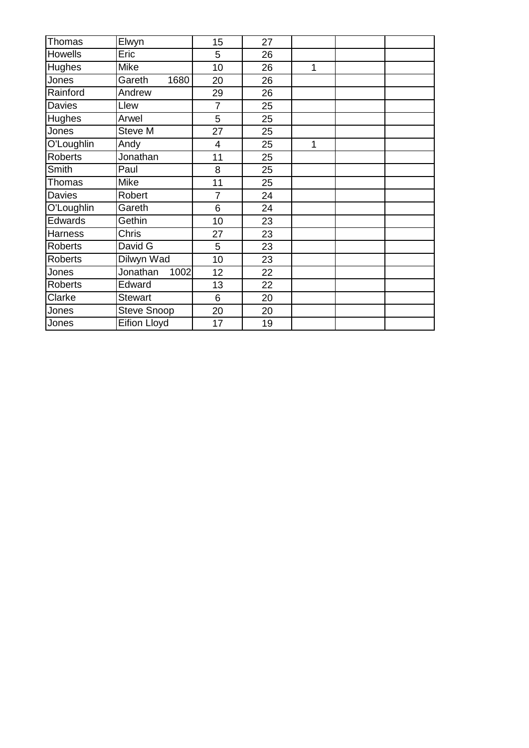| | | | | | | |
|---|---|---|---|---|---|---|
| Thomas | Elwyn | 15 | 27 | | | |
| Howells | Eric | 5 | 26 | | | |
| Hughes | Mike | 10 | 26 | 1 | | |
| Jones | Gareth 1680 | 20 | 26 | | | |
| Rainford | Andrew | 29 | 26 | | | |
| Davies | Llew | 7 | 25 | | | |
| Hughes | Arwel | 5 | 25 | | | |
| Jones | Steve M | 27 | 25 | | | |
| O'Loughlin | Andy | 4 | 25 | 1 | | |
| Roberts | Jonathan | 11 | 25 | | | |
| Smith | Paul | 8 | 25 | | | |
| Thomas | Mike | 11 | 25 | | | |
| Davies | Robert | 7 | 24 | | | |
| O'Loughlin | Gareth | 6 | 24 | | | |
| Edwards | Gethin | 10 | 23 | | | |
| Harness | Chris | 27 | 23 | | | |
| Roberts | David G | 5 | 23 | | | |
| Roberts | Dilwyn Wad | 10 | 23 | | | |
| Jones | Jonathan 1002 | 12 | 22 | | | |
| Roberts | Edward | 13 | 22 | | | |
| Clarke | Stewart | 6 | 20 | | | |
| Jones | Steve Snoop | 20 | 20 | | | |
| Jones | Eifion Lloyd | 17 | 19 | | | |